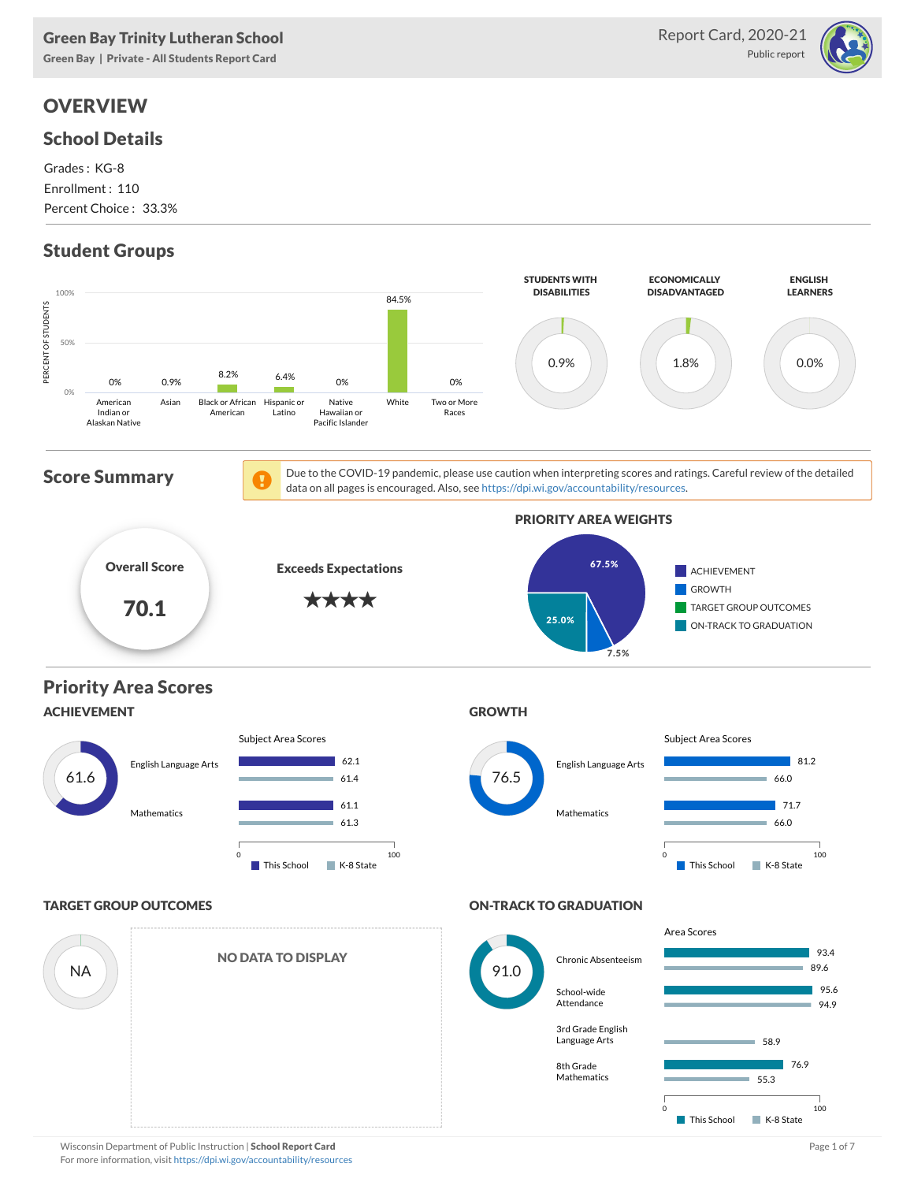Green Bay Trinity Lutheran School

Green Bay | Private - All Students Report Card

Report Card, 2020-21

Public report

# OVERVIEW

## School Details

Grades : KG-8

Enrollment : 110

Percent Choice : 33.3%

## Student Groups

PERCENT OF STUDENTS

100%

50%

0%

American Indian or Alaskan Native 0%

Asian 0.9%

Black or African American 8.2%

Hispanic or Latino 6.4%

Native Hawaiian or Pacific Islander 0%

White 84.5%

Two or More Races 0%

STUDENTS WITH DISABILITIES 0.9%

ECONOMICALLY DISADVANTAGED 1.8%

ENGLISH LEARNERS 0.0%

## Score Summary

Due to the COVID-19 pandemic, please use caution when interpreting scores and ratings. Careful review of the detailed data on all pages is encouraged. Also, see https://dpi.wi.gov/accountability/resources.

Overall Score

70.1

Exceeds Expectations

★★★★

PRIORITY AREA WEIGHTS

67.5%

25.0%

7.5%

ACHIEVEMENT

GROWTH

TARGET GROUP OUTCOMES

ON-TRACK TO GRADUATION

## Priority Area Scores

### ACHIEVEMENT

61.6

Subject Area Scores

English Language Arts 62.1 61.4

Mathematics 61.1 61.3

0 100

This School K-8 State

### GROWTH

76.5

Subject Area Scores

English Language Arts 81.2 66.0

Mathematics 71.7 66.0

0 100

This School K-8 State

### TARGET GROUP OUTCOMES

NA

NO DATA TO DISPLAY

### ON-TRACK TO GRADUATION

91.0

Area Scores

Chronic Absenteeism 93.4 89.6

School-wide Attendance 95.6 94.9

3rd Grade English Language Arts 58.9

8th Grade Mathematics 76.9 55.3

0 100

This School K-8 State

Wisconsin Department of Public Instruction | **School Report Card**

For more information, visit https://dpi.wi.gov/accountability/resources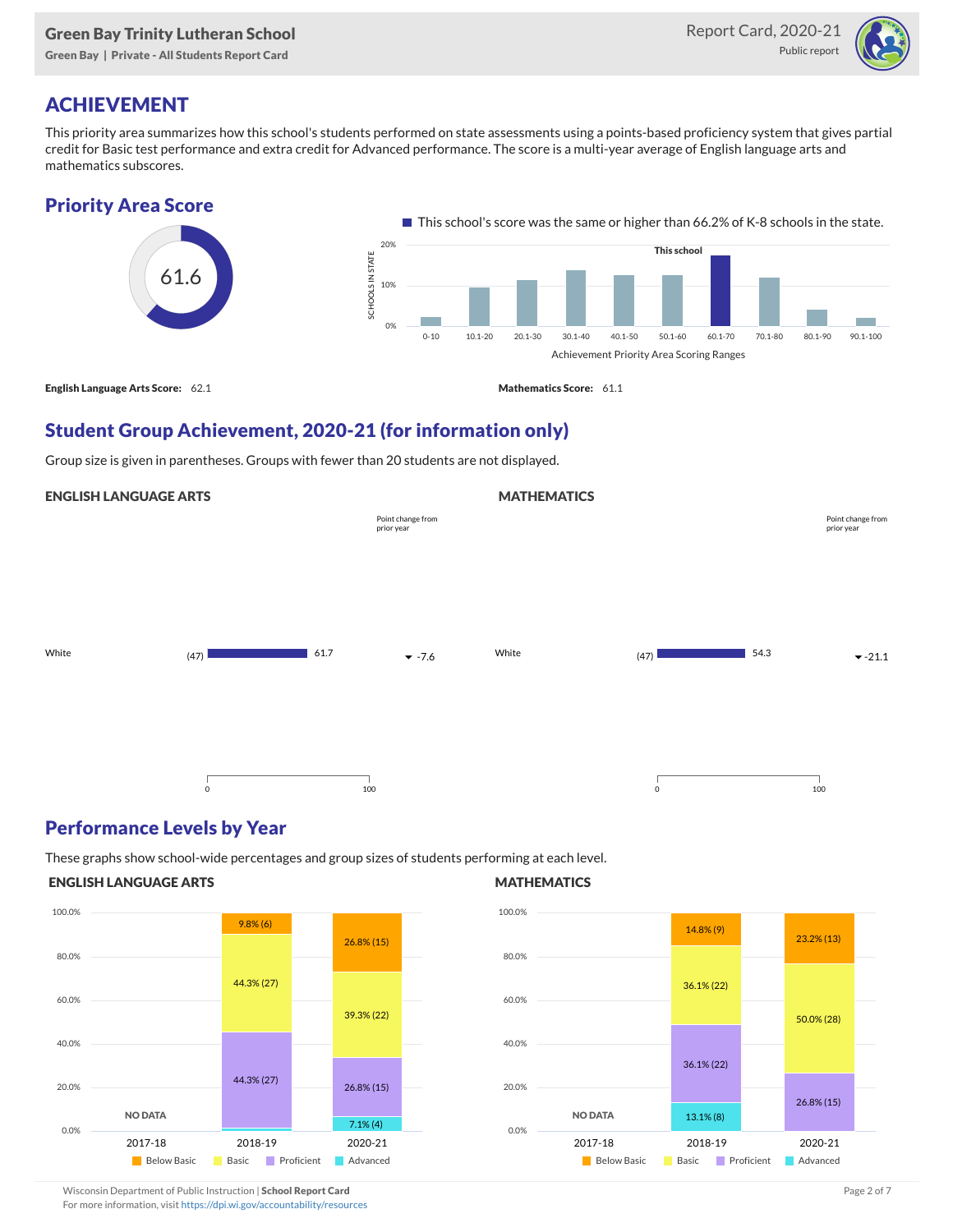# ACHIEVEMENT

This priority area summarizes how this school's students performed on state assessments using a points-based proficiency system that gives partial credit for Basic test performance and extra credit for Advanced performance. The score is a multi-year average of English language arts and mathematics subscores.

## Priority Area Score

61.6

This school's score was the same or higher than 66.2% of K-8 schools in the state.

20%
10%
0%
SCHOOLS IN STATE
This school
0-10
10.1-20
20.1-30
30.1-40
40.1-50
50.1-60
60.1-70
70.1-80
80.1-90
90.1-100
Achievement Priority Area Scoring Ranges

**English Language Arts Score:** 62.1

**Mathematics Score:** 61.1

## Student Group Achievement, 2020-21 (for information only)

Group size is given in parentheses. Groups with fewer than 20 students are not displayed.

### ENGLISH LANGUAGE ARTS

Point change from prior year

White (47) 61.7 -7.6

0
100

### MATHEMATICS

Point change from prior year

White (47) 54.3 -21.1

0
100

## Performance Levels by Year

These graphs show school-wide percentages and group sizes of students performing at each level.

### ENGLISH LANGUAGE ARTS

100.0%
80.0%
60.0%
40.0%
20.0%
0.0%
2017-18: NO DATA
2018-19: 9.8% (6), 44.3% (27), 44.3% (27)
2020-21: 26.8% (15), 39.3% (22), 26.8% (15), 7.1% (4)
Below Basic | Basic | Proficient | Advanced

### MATHEMATICS

100.0%
80.0%
60.0%
40.0%
20.0%
0.0%
2017-18: NO DATA
2018-19: 14.8% (9), 36.1% (22), 36.1% (22), 13.1% (8)
2020-21: 23.2% (13), 50.0% (28), 26.8% (15)
Below Basic | Basic | Proficient | Advanced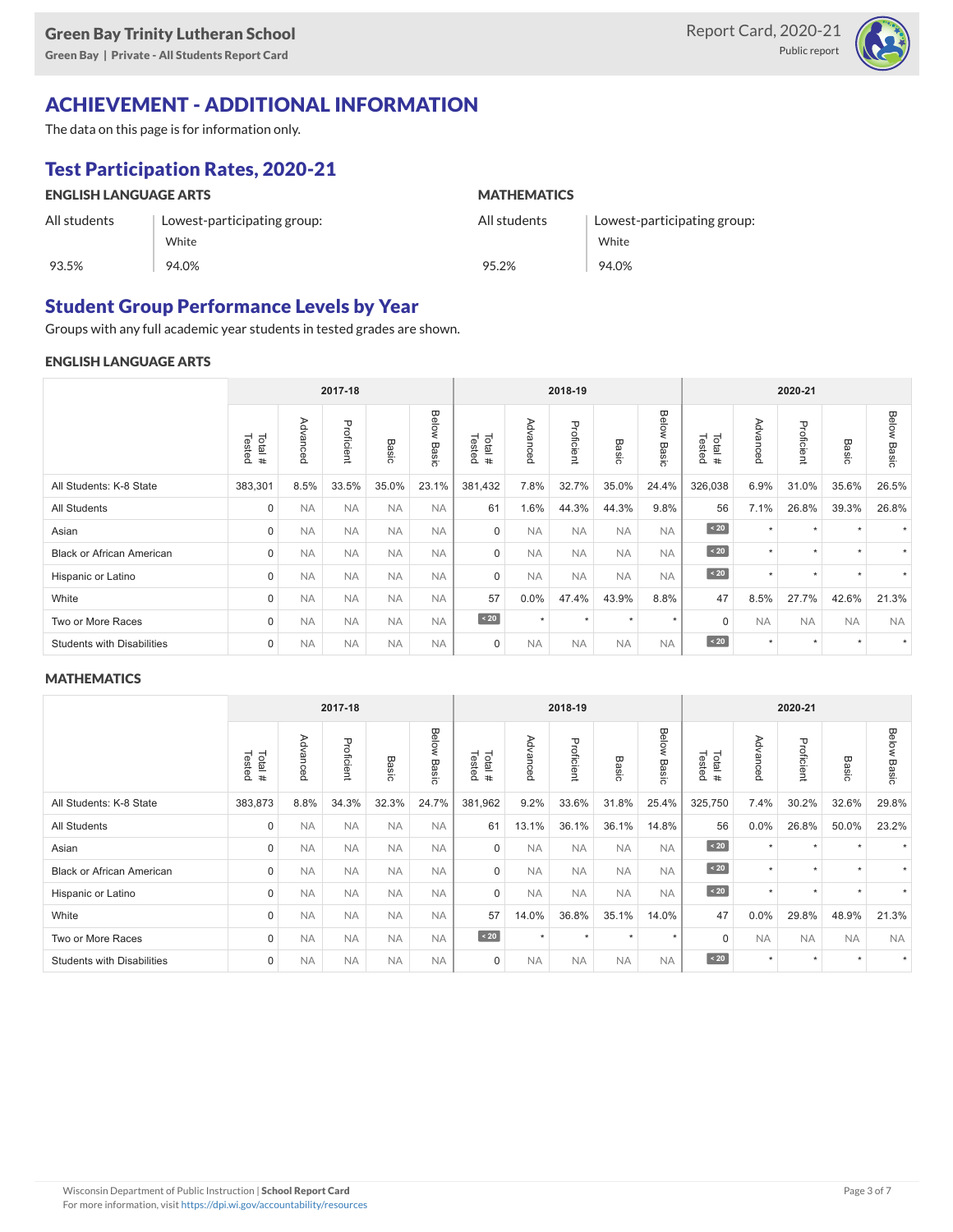## ACHIEVEMENT - ADDITIONAL INFORMATION

The data on this page is for information only.

### Test Participation Rates, 2020-21

#### ENGLISH LANGUAGE ARTS

| All students | Lowest-participating group: White |
|---|---|
| 93.5% | 94.0% |

#### MATHEMATICS

| All students | Lowest-participating group: White |
|---|---|
| 95.2% | 94.0% |

### Student Group Performance Levels by Year

Groups with any full academic year students in tested grades are shown.

#### ENGLISH LANGUAGE ARTS

| | 2017-18 | | | | | 2018-19 | | | | | 2020-21 | | | | |
|---|---|---|---|---|---|---|---|---|---|---|---|---|---|---|---|
| | Total # Tested | Advanced | Proficient | Basic | Below Basic | Total # Tested | Advanced | Proficient | Basic | Below Basic | Total # Tested | Advanced | Proficient | Basic | Below Basic |
| All Students: K-8 State | 383,301 | 8.5% | 33.5% | 35.0% | 23.1% | 381,432 | 7.8% | 32.7% | 35.0% | 24.4% | 326,038 | 6.9% | 31.0% | 35.6% | 26.5% |
| All Students | 0 | NA | NA | NA | NA | 61 | 1.6% | 44.3% | 44.3% | 9.8% | 56 | 7.1% | 26.8% | 39.3% | 26.8% |
| Asian | 0 | NA | NA | NA | NA | 0 | NA | NA | NA | NA | < 20 | * | * | * | * |
| Black or African American | 0 | NA | NA | NA | NA | 0 | NA | NA | NA | NA | < 20 | * | * | * | * |
| Hispanic or Latino | 0 | NA | NA | NA | NA | 0 | NA | NA | NA | NA | < 20 | * | * | * | * |
| White | 0 | NA | NA | NA | NA | 57 | 0.0% | 47.4% | 43.9% | 8.8% | 47 | 8.5% | 27.7% | 42.6% | 21.3% |
| Two or More Races | 0 | NA | NA | NA | NA | < 20 | * | * | * | * | 0 | NA | NA | NA | NA |
| Students with Disabilities | 0 | NA | NA | NA | NA | 0 | NA | NA | NA | NA | < 20 | * | * | * | * |

#### MATHEMATICS

| | 2017-18 | | | | | 2018-19 | | | | | 2020-21 | | | | |
|---|---|---|---|---|---|---|---|---|---|---|---|---|---|---|---|
| | Total # Tested | Advanced | Proficient | Basic | Below Basic | Total # Tested | Advanced | Proficient | Basic | Below Basic | Total # Tested | Advanced | Proficient | Basic | Below Basic |
| All Students: K-8 State | 383,873 | 8.8% | 34.3% | 32.3% | 24.7% | 381,962 | 9.2% | 33.6% | 31.8% | 25.4% | 325,750 | 7.4% | 30.2% | 32.6% | 29.8% |
| All Students | 0 | NA | NA | NA | NA | 61 | 13.1% | 36.1% | 36.1% | 14.8% | 56 | 0.0% | 26.8% | 50.0% | 23.2% |
| Asian | 0 | NA | NA | NA | NA | 0 | NA | NA | NA | NA | < 20 | * | * | * | * |
| Black or African American | 0 | NA | NA | NA | NA | 0 | NA | NA | NA | NA | < 20 | * | * | * | * |
| Hispanic or Latino | 0 | NA | NA | NA | NA | 0 | NA | NA | NA | NA | < 20 | * | * | * | * |
| White | 0 | NA | NA | NA | NA | 57 | 14.0% | 36.8% | 35.1% | 14.0% | 47 | 0.0% | 29.8% | 48.9% | 21.3% |
| Two or More Races | 0 | NA | NA | NA | NA | < 20 | * | * | * | * | 0 | NA | NA | NA | NA |
| Students with Disabilities | 0 | NA | NA | NA | NA | 0 | NA | NA | NA | NA | < 20 | * | * | * | * |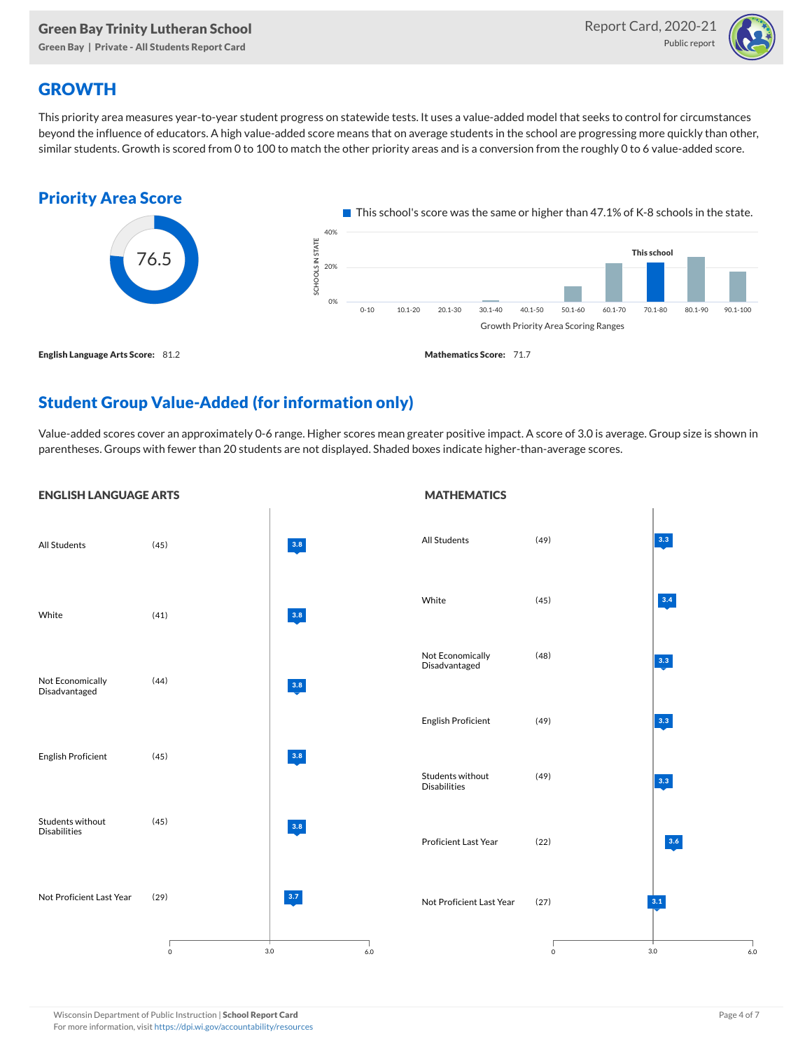# GROWTH

This priority area measures year-to-year student progress on statewide tests. It uses a value-added model that seeks to control for circumstances beyond the influence of educators. A high value-added score means that on average students in the school are progressing more quickly than other, similar students. Growth is scored from 0 to 100 to match the other priority areas and is a conversion from the roughly 0 to 6 value-added score.

## Priority Area Score

76.5

This school's score was the same or higher than 47.1% of K-8 schools in the state.

SCHOOLS IN STATE

40%

20%

0%

0-10, 10.1-20, 20.1-30, 30.1-40, 40.1-50, 50.1-60, 60.1-70, 70.1-80, 80.1-90, 90.1-100

This school

Growth Priority Area Scoring Ranges

**English Language Arts Score:** 81.2

**Mathematics Score:** 71.7

## Student Group Value-Added (for information only)

Value-added scores cover an approximately 0-6 range. Higher scores mean greater positive impact. A score of 3.0 is average. Group size is shown in parentheses. Groups with fewer than 20 students are not displayed. Shaded boxes indicate higher-than-average scores.

### ENGLISH LANGUAGE ARTS

All Students (45) 3.8

White (41) 3.8

Not Economically Disadvantaged (44) 3.8

English Proficient (45) 3.8

Students without Disabilities (45) 3.8

Not Proficient Last Year (29) 3.7

0, 3.0, 6.0

### MATHEMATICS

All Students (49) 3.3

White (45) 3.4

Not Economically Disadvantaged (48) 3.3

English Proficient (49) 3.3

Students without Disabilities (49) 3.3

Proficient Last Year (22) 3.6

Not Proficient Last Year (27) 3.1

0, 3.0, 6.0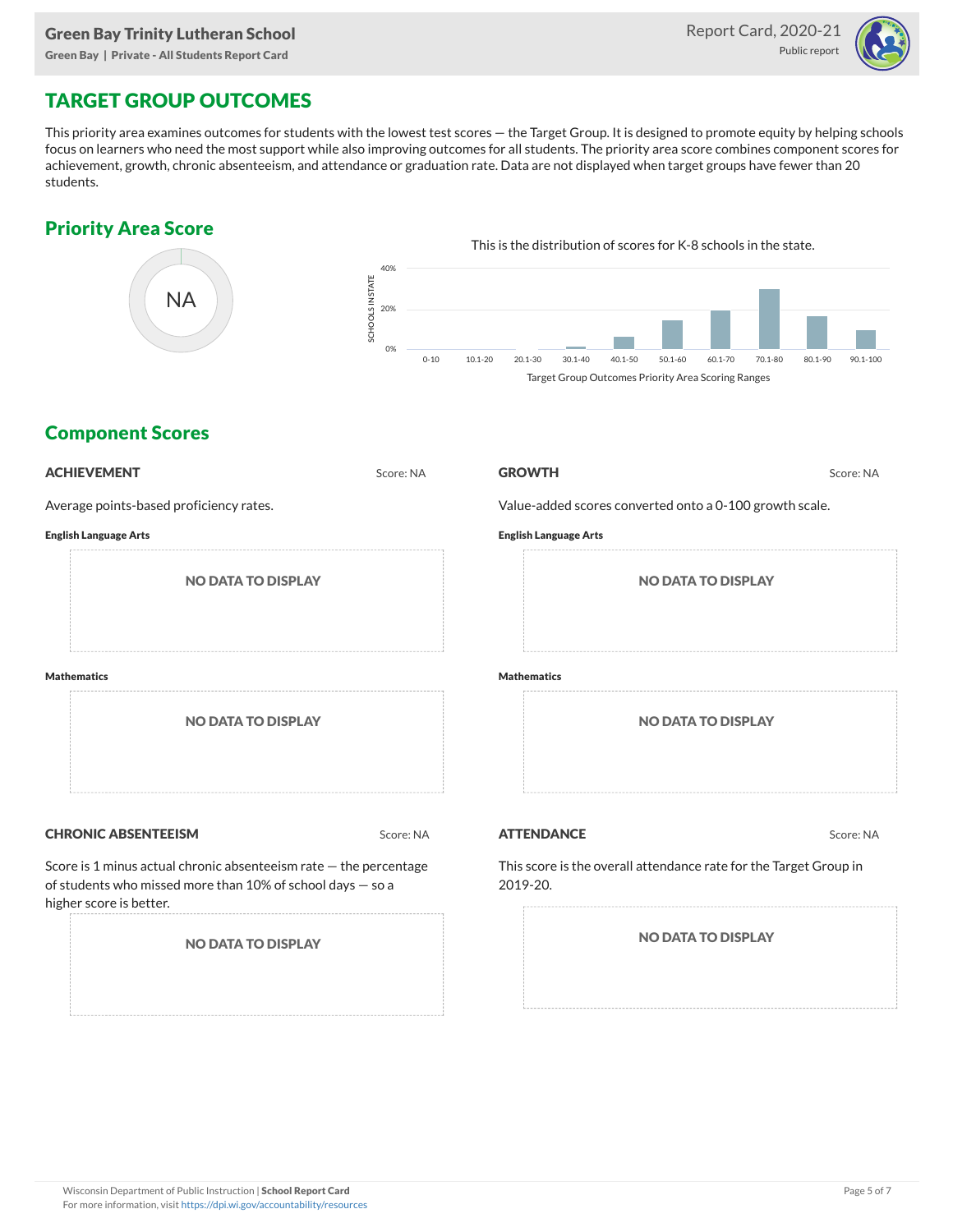# TARGET GROUP OUTCOMES

This priority area examines outcomes for students with the lowest test scores — the Target Group. It is designed to promote equity by helping schools focus on learners who need the most support while also improving outcomes for all students. The priority area score combines component scores for achievement, growth, chronic absenteeism, and attendance or graduation rate. Data are not displayed when target groups have fewer than 20 students.

## Priority Area Score

NA

This is the distribution of scores for K-8 schools in the state.

SCHOOLS IN STATE

40%
20%
0%

0-10
10.1-20
20.1-30
30.1-40
40.1-50
50.1-60
60.1-70
70.1-80
80.1-90
90.1-100

Target Group Outcomes Priority Area Scoring Ranges

## Component Scores

### ACHIEVEMENT

Score: NA

Average points-based proficiency rates.

**English Language Arts**

NO DATA TO DISPLAY

**Mathematics**

NO DATA TO DISPLAY

### GROWTH

Score: NA

Value-added scores converted onto a 0-100 growth scale.

**English Language Arts**

NO DATA TO DISPLAY

**Mathematics**

NO DATA TO DISPLAY

### CHRONIC ABSENTEEISM

Score: NA

Score is 1 minus actual chronic absenteeism rate — the percentage of students who missed more than 10% of school days — so a higher score is better.

NO DATA TO DISPLAY

### ATTENDANCE

Score: NA

This score is the overall attendance rate for the Target Group in 2019-20.

NO DATA TO DISPLAY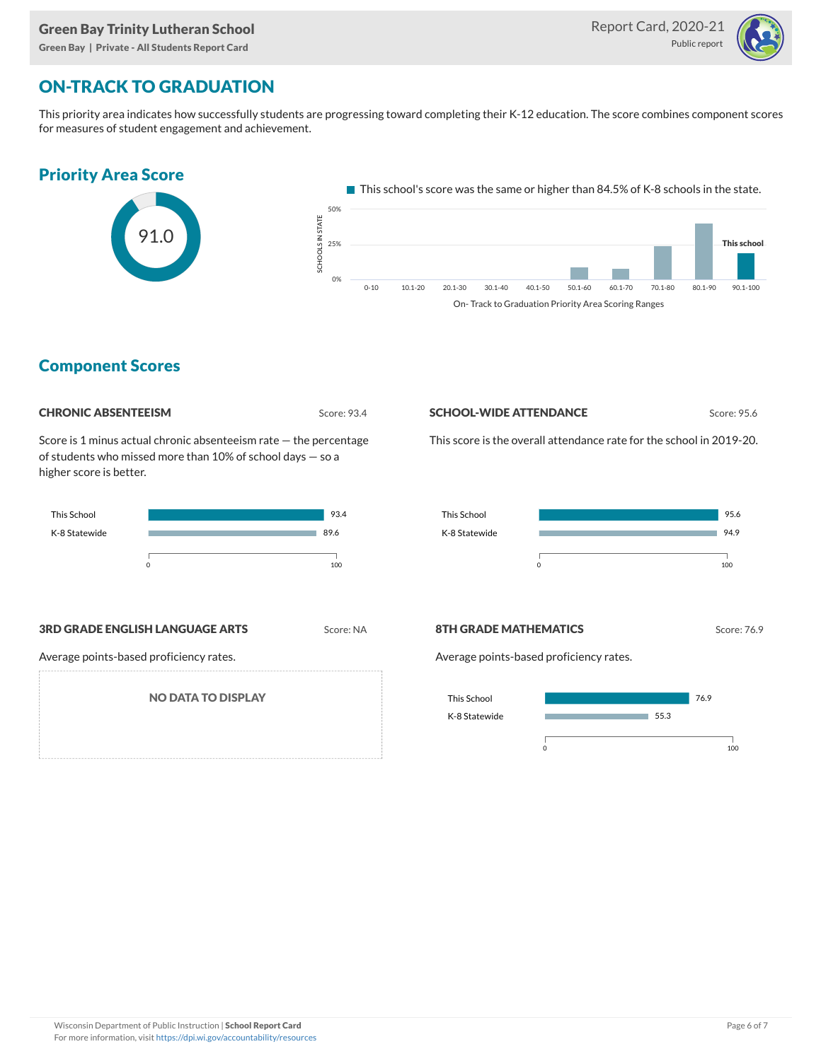## ON-TRACK TO GRADUATION

This priority area indicates how successfully students are progressing toward completing their K-12 education. The score combines component scores for measures of student engagement and achievement.

### Priority Area Score

91.0

This school's score was the same or higher than 84.5% of K-8 schools in the state.

SCHOOLS IN STATE
50%
25%
0%
0-10
10.1-20
20.1-30
30.1-40
40.1-50
50.1-60
60.1-70
70.1-80
80.1-90
90.1-100
This school
On- Track to Graduation Priority Area Scoring Ranges

### Component Scores

**CHRONIC ABSENTEEISM** Score: 93.4

Score is 1 minus actual chronic absenteeism rate — the percentage of students who missed more than 10% of school days — so a higher score is better.

This School 93.4
K-8 Statewide 89.6
0
100

**SCHOOL-WIDE ATTENDANCE** Score: 95.6

This score is the overall attendance rate for the school in 2019-20.

This School 95.6
K-8 Statewide 94.9
0
100

**3RD GRADE ENGLISH LANGUAGE ARTS** Score: NA

Average points-based proficiency rates.

NO DATA TO DISPLAY

**8TH GRADE MATHEMATICS** Score: 76.9

Average points-based proficiency rates.

This School 76.9
K-8 Statewide 55.3
0
100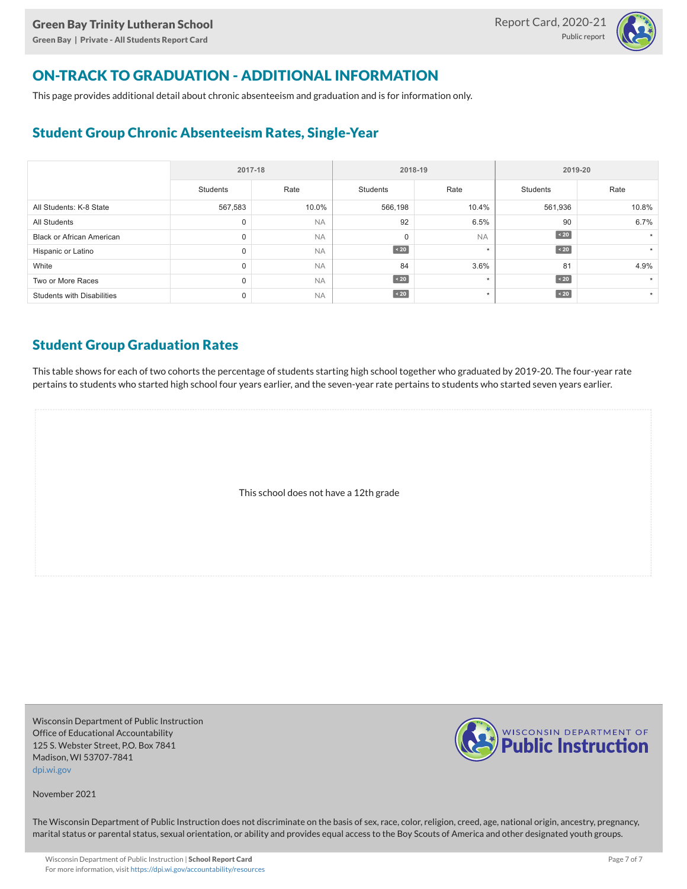## ON-TRACK TO GRADUATION - ADDITIONAL INFORMATION

This page provides additional detail about chronic absenteeism and graduation and is for information only.

### Student Group Chronic Absenteeism Rates, Single-Year

| | 2017-18 | | 2018-19 | | 2019-20 | |
|---|---|---|---|---|---|---|
| | Students | Rate | Students | Rate | Students | Rate |
| All Students: K-8 State | 567,583 | 10.0% | 566,198 | 10.4% | 561,936 | 10.8% |
| All Students | 0 | NA | 92 | 6.5% | 90 | 6.7% |
| Black or African American | 0 | NA | 0 | NA | < 20 | * |
| Hispanic or Latino | 0 | NA | < 20 | * | < 20 | * |
| White | 0 | NA | 84 | 3.6% | 81 | 4.9% |
| Two or More Races | 0 | NA | < 20 | * | < 20 | * |
| Students with Disabilities | 0 | NA | < 20 | * | < 20 | * |

### Student Group Graduation Rates

This table shows for each of two cohorts the percentage of students starting high school together who graduated by 2019-20. The four-year rate pertains to students who started high school four years earlier, and the seven-year rate pertains to students who started seven years earlier.

This school does not have a 12th grade

Wisconsin Department of Public Instruction
Office of Educational Accountability
125 S. Webster Street, P.O. Box 7841
Madison, WI 53707-7841
dpi.wi.gov

November 2021

The Wisconsin Department of Public Instruction does not discriminate on the basis of sex, race, color, religion, creed, age, national origin, ancestry, pregnancy, marital status or parental status, sexual orientation, or ability and provides equal access to the Boy Scouts of America and other designated youth groups.